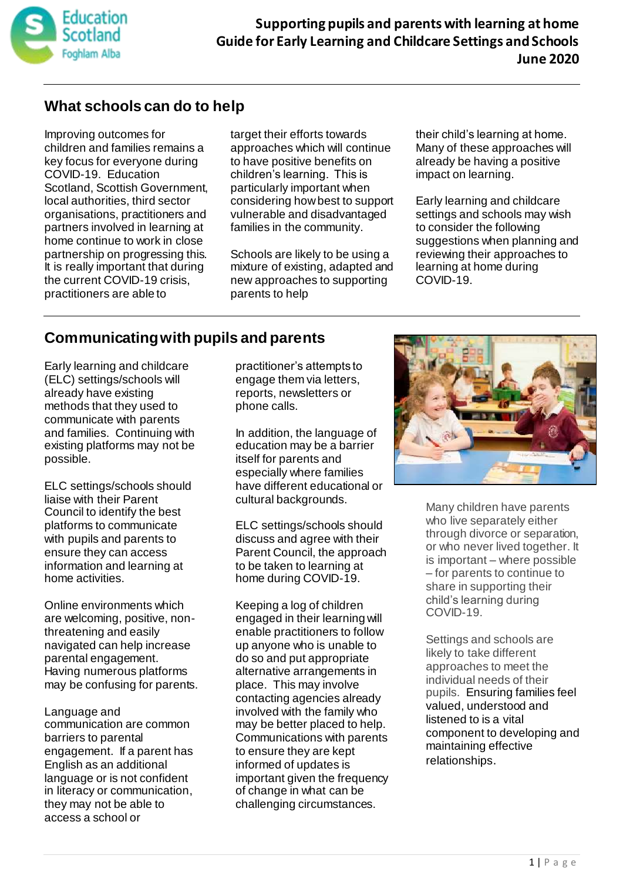# Supporting pupils and parents with learning at home
# Guide for Early Learning and Childcare Settings and Schools
**June 2020**

## What schools can do to help

Improving outcomes for children and families remains a key focus for everyone during COVID-19. Education Scotland, Scottish Government, local authorities, third sector organisations, practitioners and partners involved in learning at home continue to work in close partnership on progressing this. It is really important that during the current COVID-19 crisis, practitioners are able to target their efforts towards approaches which will continue to have positive benefits on children's learning. This is particularly important when considering how best to support vulnerable and disadvantaged families in the community.

Schools are likely to be using a mixture of existing, adapted and new approaches to supporting parents to help their child's learning at home. Many of these approaches will already be having a positive impact on learning.

Early learning and childcare settings and schools may wish to consider the following suggestions when planning and reviewing their approaches to learning at home during COVID-19.

## Communicating with pupils and parents

Early learning and childcare (ELC) settings/schools will already have existing methods that they used to communicate with parents and families. Continuing with existing platforms may not be possible.

ELC settings/schools should liaise with their Parent Council to identify the best platforms to communicate with pupils and parents to ensure they can access information and learning at home activities.

Online environments which are welcoming, positive, non-threatening and easily navigated can help increase parental engagement. Having numerous platforms may be confusing for parents.

Language and communication are common barriers to parental engagement. If a parent has English as an additional language or is not confident in literacy or communication, they may not be able to access a school or practitioner's attempts to engage them via letters, reports, newsletters or phone calls.

In addition, the language of education may be a barrier itself for parents and especially where families have different educational or cultural backgrounds.

ELC settings/schools should discuss and agree with their Parent Council, the approach to be taken to learning at home during COVID-19.

Keeping a log of children engaged in their learning will enable practitioners to follow up anyone who is unable to do so and put appropriate alternative arrangements in place. This may involve contacting agencies already involved with the family who may be better placed to help. Communications with parents to ensure they are kept informed of updates is important given the frequency of change in what can be challenging circumstances.

Many children have parents who live separately either through divorce or separation, or who never lived together. It is important – where possible – for parents to continue to share in supporting their child's learning during COVID-19.

Settings and schools are likely to take different approaches to meet the individual needs of their pupils. Ensuring families feel valued, understood and listened to is a vital component to developing and maintaining effective relationships.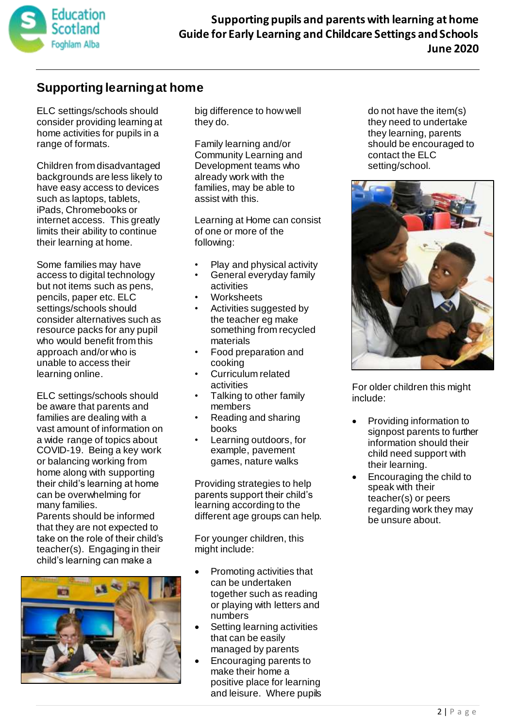## Supporting learning at home

ELC settings/schools should consider providing learning at home activities for pupils in a range of formats.

Children from disadvantaged backgrounds are less likely to have easy access to devices such as laptops, tablets, iPads, Chromebooks or internet access. This greatly limits their ability to continue their learning at home.

Some families may have access to digital technology but not items such as pens, pencils, paper etc. ELC settings/schools should consider alternatives such as resource packs for any pupil who would benefit from this approach and/or who is unable to access their learning online.

ELC settings/schools should be aware that parents and families are dealing with a vast amount of information on a wide range of topics about COVID-19. Being a key work or balancing working from home along with supporting their child's learning at home can be overwhelming for many families.
Parents should be informed that they are not expected to take on the role of their child's teacher(s). Engaging in their child's learning can make a big difference to how well they do.

Family learning and/or Community Learning and Development teams who already work with the families, may be able to assist with this.

Learning at Home can consist of one or more of the following:

- Play and physical activity
- General everyday family activities
- Worksheets
- Activities suggested by the teacher eg make something from recycled materials
- Food preparation and cooking
- Curriculum related activities
- Talking to other family members
- Reading and sharing books
- Learning outdoors, for example, pavement games, nature walks

Providing strategies to help parents support their child's learning according to the different age groups can help.

For younger children, this might include:

- Promoting activities that can be undertaken together such as reading or playing with letters and numbers
- Setting learning activities that can be easily managed by parents
- Encouraging parents to make their home a positive place for learning and leisure. Where pupils do not have the item(s) they need to undertake they learning, parents should be encouraged to contact the ELC setting/school.

For older children this might include:

- Providing information to signpost parents to further information should their child need support with their learning.
- Encouraging the child to speak with their teacher(s) or peers regarding work they may be unsure about.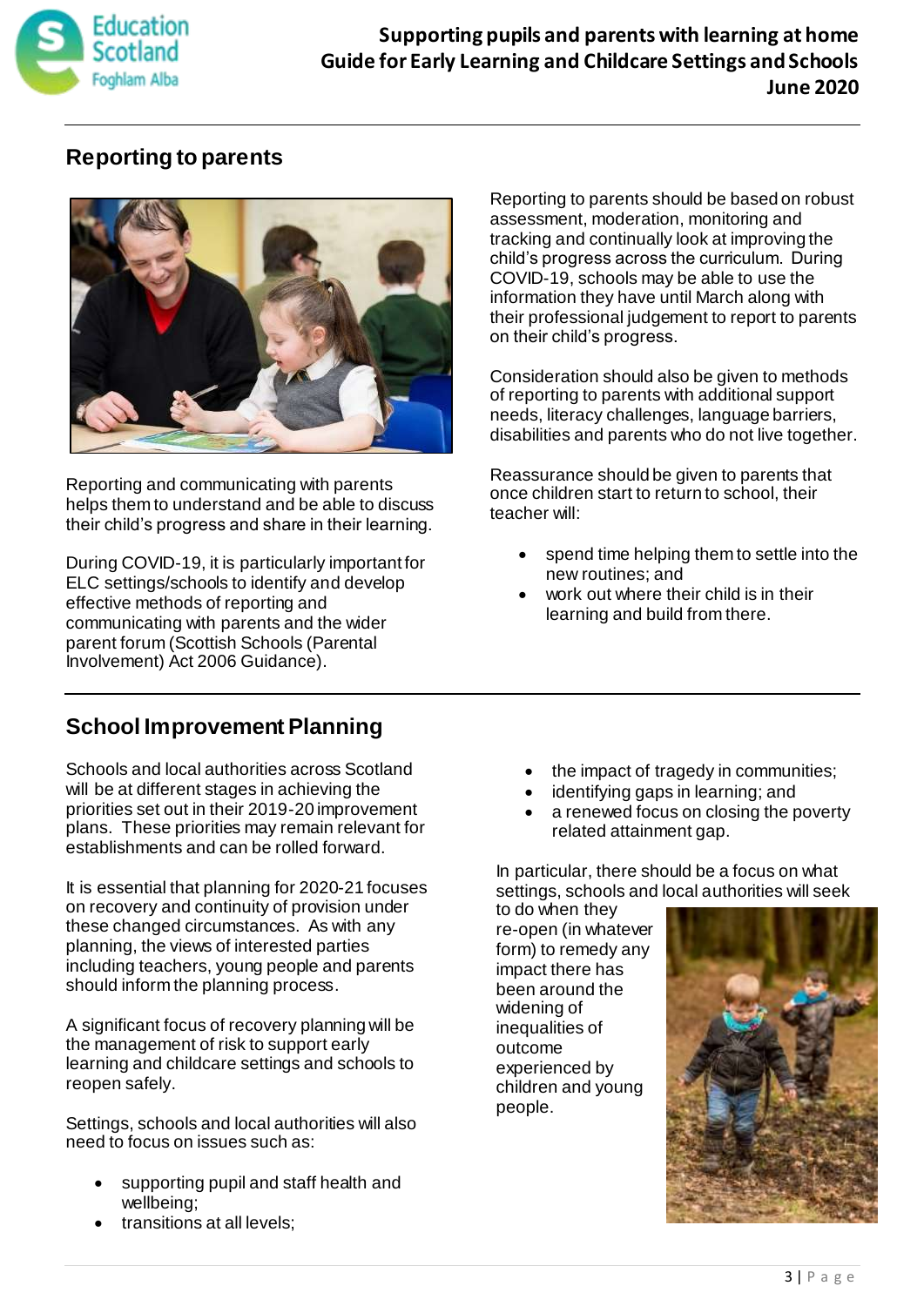## Reporting to parents

Reporting and communicating with parents helps them to understand and be able to discuss their child's progress and share in their learning.

During COVID-19, it is particularly important for ELC settings/schools to identify and develop effective methods of reporting and communicating with parents and the wider parent forum (Scottish Schools (Parental Involvement) Act 2006 Guidance).

Reporting to parents should be based on robust assessment, moderation, monitoring and tracking and continually look at improving the child's progress across the curriculum. During COVID-19, schools may be able to use the information they have until March along with their professional judgement to report to parents on their child's progress.

Consideration should also be given to methods of reporting to parents with additional support needs, literacy challenges, language barriers, disabilities and parents who do not live together.

Reassurance should be given to parents that once children start to return to school, their teacher will:

- spend time helping them to settle into the new routines; and
- work out where their child is in their learning and build from there.

## School Improvement Planning

Schools and local authorities across Scotland will be at different stages in achieving the priorities set out in their 2019-20 improvement plans. These priorities may remain relevant for establishments and can be rolled forward.

It is essential that planning for 2020-21 focuses on recovery and continuity of provision under these changed circumstances. As with any planning, the views of interested parties including teachers, young people and parents should inform the planning process.

A significant focus of recovery planning will be the management of risk to support early learning and childcare settings and schools to reopen safely.

Settings, schools and local authorities will also need to focus on issues such as:

- supporting pupil and staff health and wellbeing;
- transitions at all levels;
- the impact of tragedy in communities;
- identifying gaps in learning; and
- a renewed focus on closing the poverty related attainment gap.

In particular, there should be a focus on what settings, schools and local authorities will seek to do when they re-open (in whatever form) to remedy any impact there has been around the widening of inequalities of outcome experienced by children and young people.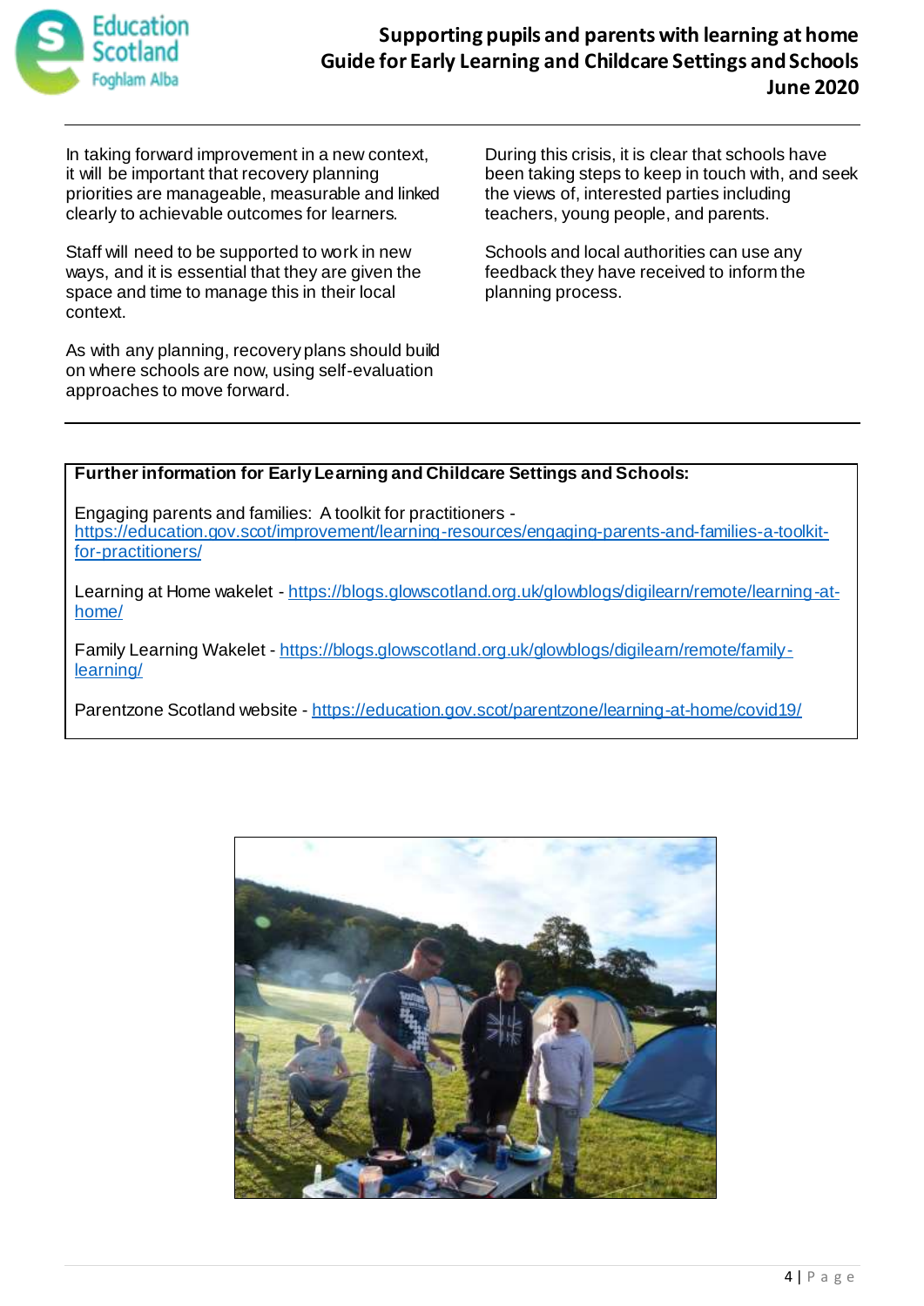In taking forward improvement in a new context, it will be important that recovery planning priorities are manageable, measurable and linked clearly to achievable outcomes for learners.

Staff will need to be supported to work in new ways, and it is essential that they are given the space and time to manage this in their local context.

As with any planning, recovery plans should build on where schools are now, using self-evaluation approaches to move forward.

During this crisis, it is clear that schools have been taking steps to keep in touch with, and seek the views of, interested parties including teachers, young people, and parents.

Schools and local authorities can use any feedback they have received to inform the planning process.

**Further information for Early Learning and Childcare Settings and Schools:**

Engaging parents and families: A toolkit for practitioners - https://education.gov.scot/improvement/learning-resources/engaging-parents-and-families-a-toolkit-for-practitioners/

Learning at Home wakelet - https://blogs.glowscotland.org.uk/glowblogs/digilearn/remote/learning-at-home/

Family Learning Wakelet - https://blogs.glowscotland.org.uk/glowblogs/digilearn/remote/family-learning/

Parentzone Scotland website - https://education.gov.scot/parentzone/learning-at-home/covid19/